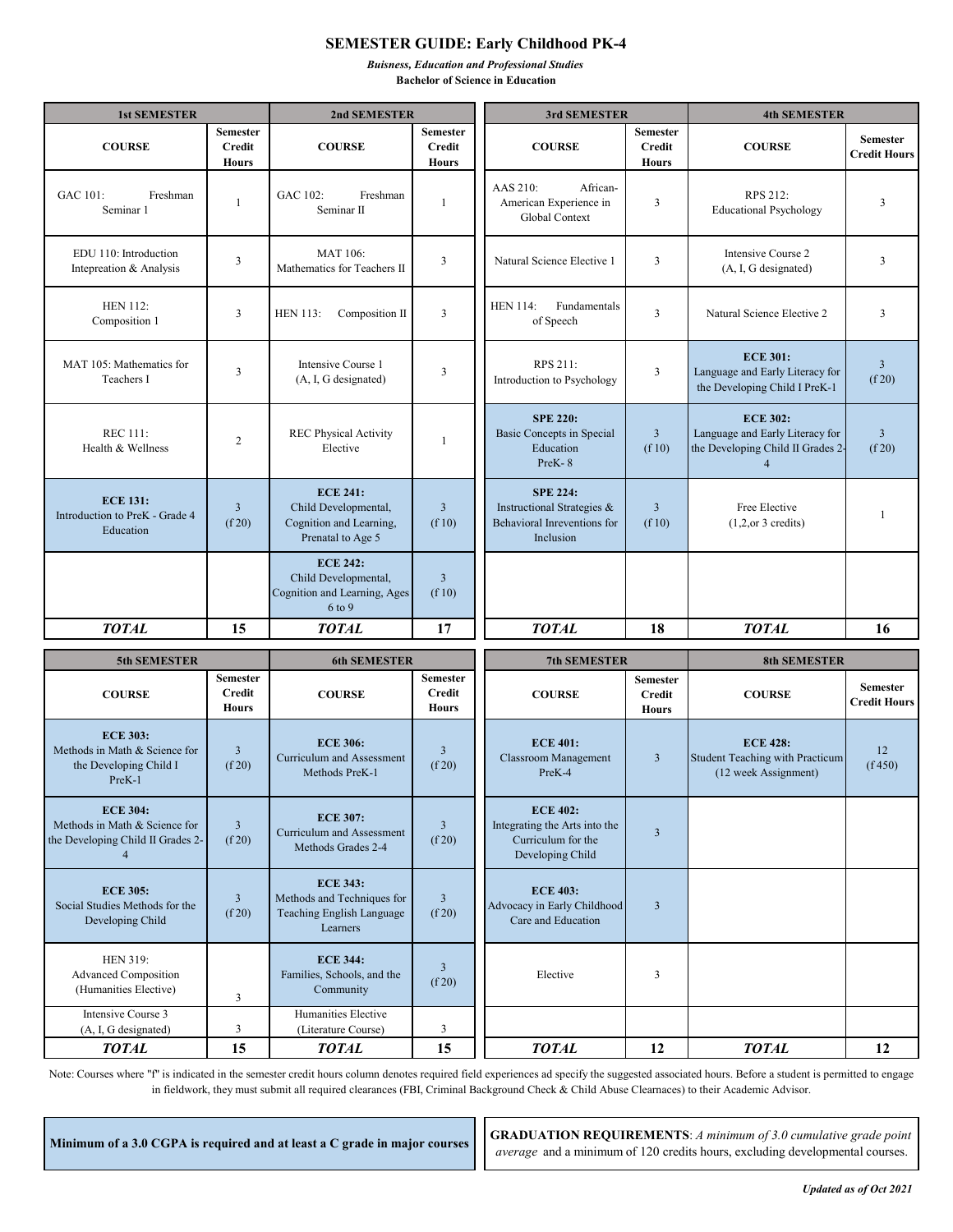# SEMESTER GUIDE: Early Childhood PK-4

***Buisness, Education and Professional Studies***

**Bachelor of Science in Education**

| 1st SEMESTER | | 2nd SEMESTER | | 3rd SEMESTER | | 4th SEMESTER | |
|---|---|---|---|---|---|---|---|
| **COURSE** | **Semester Credit Hours** | **COURSE** | **Semester Credit Hours** | **COURSE** | **Semester Credit Hours** | **COURSE** | **Semester Credit Hours** |
| GAC 101: Freshman Seminar 1 | 1 | GAC 102: Freshman Seminar II | 1 | AAS 210: African-American Experience in Global Context | 3 | RPS 212: Educational Psychology | 3 |
| EDU 110: Introduction Intepreation & Analysis | 3 | MAT 106: Mathematics for Teachers II | 3 | Natural Science Elective 1 | 3 | Intensive Course 2 (A, I, G designated) | 3 |
| HEN 112: Composition 1 | 3 | HEN 113: Composition II | 3 | HEN 114: Fundamentals of Speech | 3 | Natural Science Elective 2 | 3 |
| MAT 105: Mathematics for Teachers I | 3 | Intensive Course 1 (A, I, G designated) | 3 | RPS 211: Introduction to Psychology | 3 | **ECE 301:** Language and Early Literacy for the Developing Child I PreK-1 | 3 (f 20) |
| REC 111: Health & Wellness | 2 | REC Physical Activity Elective | 1 | **SPE 220:** Basic Concepts in Special Education PreK- 8 | 3 (f 10) | **ECE 302:** Language and Early Literacy for the Developing Child II Grades 2-4 | 3 (f 20) |
| **ECE 131:** Introduction to PreK - Grade 4 Education | 3 (f 20) | **ECE 241:** Child Developmental, Cognition and Learning, Prenatal to Age 5 | 3 (f 10) | **SPE 224:** Instructional Strategies & Behavioral Inreventions for Inclusion | 3 (f 10) | Free Elective (1,2,or 3 credits) | 1 |
| | | **ECE 242:** Child Developmental, Cognition and Learning, Ages 6 to 9 | 3 (f 10) | | | | |
| ***TOTAL*** | **15** | ***TOTAL*** | **17** | ***TOTAL*** | **18** | ***TOTAL*** | **16** |

| 5th SEMESTER | | 6th SEMESTER | | 7th SEMESTER | | 8th SEMESTER | |
|---|---|---|---|---|---|---|---|
| **COURSE** | **Semester Credit Hours** | **COURSE** | **Semester Credit Hours** | **COURSE** | **Semester Credit Hours** | **COURSE** | **Semester Credit Hours** |
| **ECE 303:** Methods in Math & Science for the Developing Child I PreK-1 | 3 (f 20) | **ECE 306:** Curriculum and Assessment Methods PreK-1 | 3 (f 20) | **ECE 401:** Classroom Management PreK-4 | 3 | **ECE 428:** Student Teaching with Practicum (12 week Assignment) | 12 (f 450) |
| **ECE 304:** Methods in Math & Science for the Developing Child II Grades 2-4 | 3 (f 20) | **ECE 307:** Curriculum and Assessment Methods Grades 2-4 | 3 (f 20) | **ECE 402:** Integrating the Arts into the Curriculum for the Developing Child | 3 | | |
| **ECE 305:** Social Studies Methods for the Developing Child | 3 (f 20) | **ECE 343:** Methods and Techniques for Teaching English Language Learners | 3 (f 20) | **ECE 403:** Advocacy in Early Childhood Care and Education | 3 | | |
| HEN 319: Advanced Composition (Humanities Elective) | 3 | **ECE 344:** Families, Schools, and the Community | 3 (f 20) | Elective | 3 | | |
| Intensive Course 3 (A, I, G designated) | 3 | Humanities Elective (Literature Course) | 3 | | | | |
| ***TOTAL*** | **15** | ***TOTAL*** | **15** | ***TOTAL*** | **12** | ***TOTAL*** | **12** |

Note: Courses where "f" is indicated in the semester credit hours column denotes required field experiences ad specify the suggested associated hours. Before a student is permitted to engage in fieldwork, they must submit all required clearances (FBI, Criminal Background Check & Child Abuse Clearnaces) to their Academic Advisor.

**Minimum of a 3.0 CGPA is required and at least a C grade in major courses**

**GRADUATION REQUIREMENTS**: *A minimum of 3.0 cumulative grade point average* and a minimum of 120 credits hours, excluding developmental courses.

***Updated as of Oct 2021***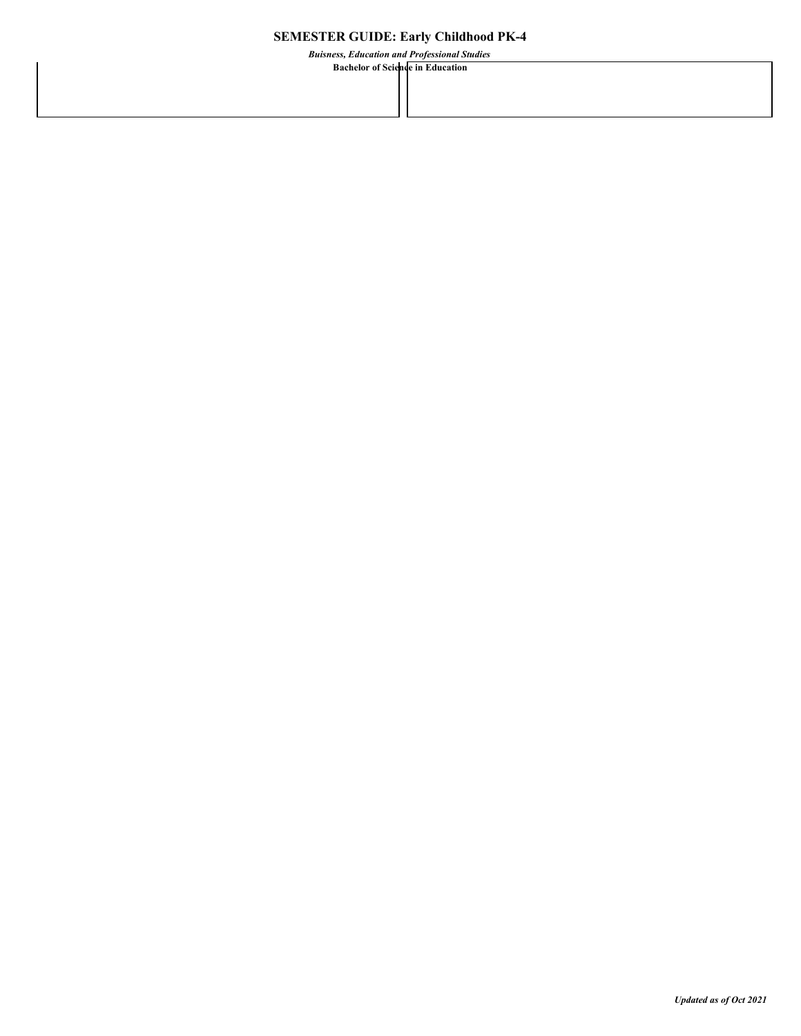# SEMESTER GUIDE: Early Childhood PK-4

***Buisness, Education and Professional Studies***

**Bachelor of Science in Education**

***Updated as of Oct 2021***